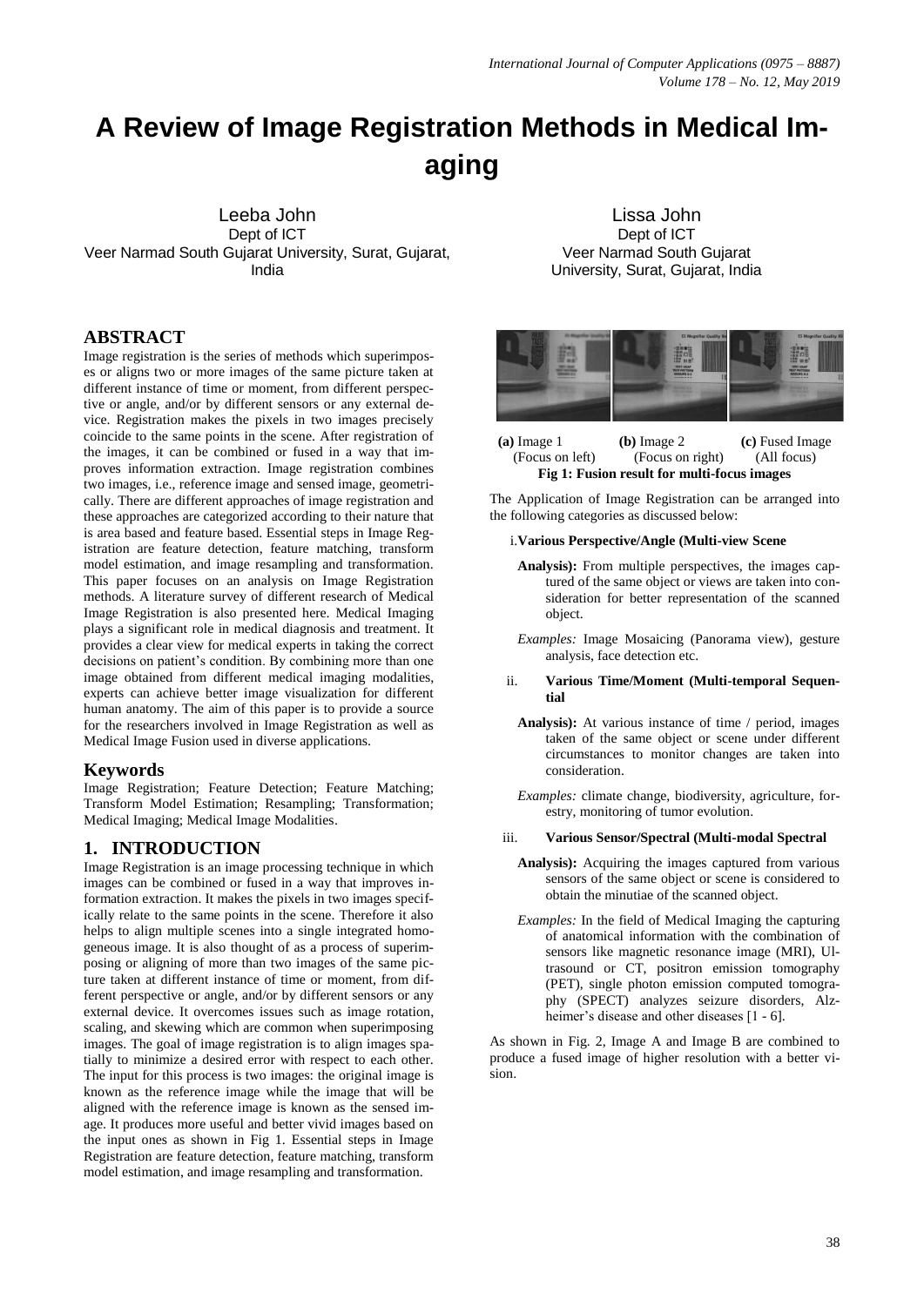# A Review of Image Registration Methods in Medical Imaging

Leeba John
Dept of ICT
Veer Narmad South Gujarat University, Surat, Gujarat, India

Lissa John
Dept of ICT
Veer Narmad South Gujarat University, Surat, Gujarat, India

## ABSTRACT

Image registration is the series of methods which superimposes or aligns two or more images of the same picture taken at different instance of time or moment, from different perspective or angle, and/or by different sensors or any external device. Registration makes the pixels in two images precisely coincide to the same points in the scene. After registration of the images, it can be combined or fused in a way that improves information extraction. Image registration combines two images, i.e., reference image and sensed image, geometrically. There are different approaches of image registration and these approaches are categorized according to their nature that is area based and feature based. Essential steps in Image Registration are feature detection, feature matching, transform model estimation, and image resampling and transformation. This paper focuses on an analysis on Image Registration methods. A literature survey of different research of Medical Image Registration is also presented here. Medical Imaging plays a significant role in medical diagnosis and treatment. It provides a clear view for medical experts in taking the correct decisions on patient's condition. By combining more than one image obtained from different medical imaging modalities, experts can achieve better image visualization for different human anatomy. The aim of this paper is to provide a source for the researchers involved in Image Registration as well as Medical Image Fusion used in diverse applications.

## Keywords

Image Registration; Feature Detection; Feature Matching; Transform Model Estimation; Resampling; Transformation; Medical Imaging; Medical Image Modalities.

## 1. INTRODUCTION

Image Registration is an image processing technique in which images can be combined or fused in a way that improves information extraction. It makes the pixels in two images specifically relate to the same points in the scene. Therefore it also helps to align multiple scenes into a single integrated homogeneous image. It is also thought of as a process of superimposing or aligning of more than two images of the same picture taken at different instance of time or moment, from different perspective or angle, and/or by different sensors or any external device. It overcomes issues such as image rotation, scaling, and skewing which are common when superimposing images. The goal of image registration is to align images spatially to minimize a desired error with respect to each other. The input for this process is two images: the original image is known as the reference image while the image that will be aligned with the reference image is known as the sensed image. It produces more useful and better vivid images based on the input ones as shown in Fig 1. Essential steps in Image Registration are feature detection, feature matching, transform model estimation, and image resampling and transformation.

**(a)** Image 1 (Focus on left) **(b)** Image 2 (Focus on right) **(c)** Fused Image (All focus)

**Fig 1: Fusion result for multi-focus images**

The Application of Image Registration can be arranged into the following categories as discussed below:

i. **Various Perspective/Angle (Multi-view Scene Analysis):** From multiple perspectives, the images captured of the same object or views are taken into consideration for better representation of the scanned object.

   *Examples:* Image Mosaicing (Panorama view), gesture analysis, face detection etc.

ii. **Various Time/Moment (Multi-temporal Sequential Analysis):** At various instance of time / period, images taken of the same object or scene under different circumstances to monitor changes are taken into consideration.

   *Examples:* climate change, biodiversity, agriculture, forestry, monitoring of tumor evolution.

iii. **Various Sensor/Spectral (Multi-modal Spectral Analysis):** Acquiring the images captured from various sensors of the same object or scene is considered to obtain the minutiae of the scanned object.

   *Examples:* In the field of Medical Imaging the capturing of anatomical information with the combination of sensors like magnetic resonance image (MRI), Ultrasound or CT, positron emission tomography (PET), single photon emission computed tomography (SPECT) analyzes seizure disorders, Alzheimer's disease and other diseases [1 - 6].

As shown in Fig. 2, Image A and Image B are combined to produce a fused image of higher resolution with a better vision.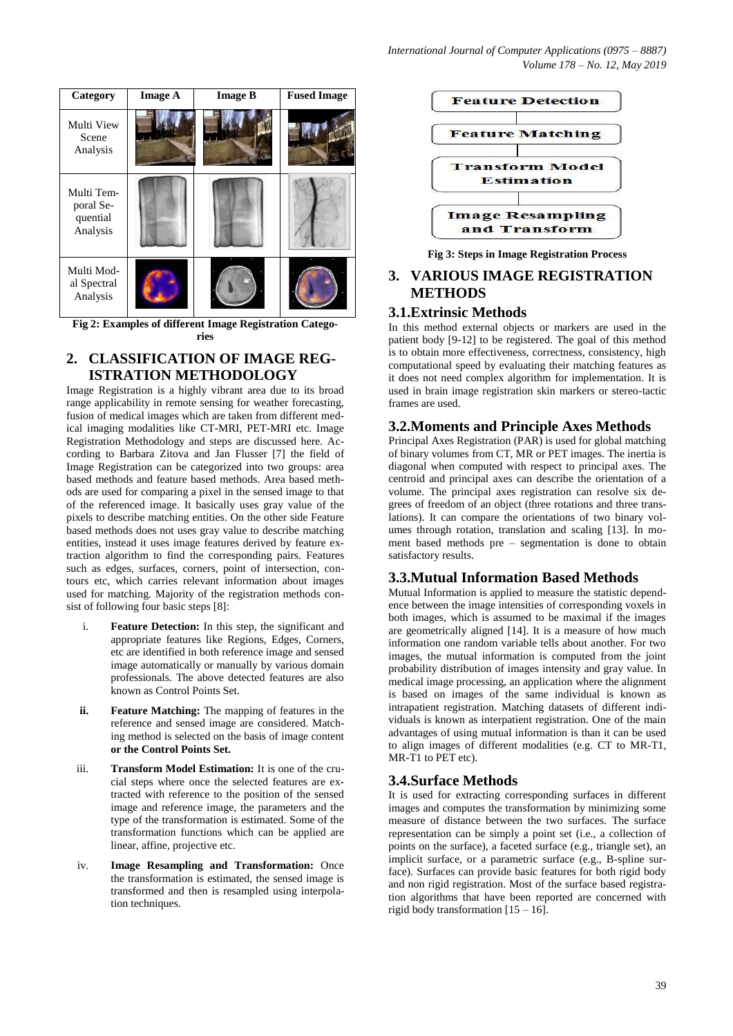| Category | Image A | Image B | Fused Image |
|---|---|---|---|
| Multi View Scene Analysis | | | |
| Multi Temporal Sequential Analysis | | | |
| Multi Modal Spectral Analysis | | | |

**Fig 2: Examples of different Image Registration Categories**

## 2. CLASSIFICATION OF IMAGE REGISTRATION METHODOLOGY

Image Registration is a highly vibrant area due to its broad range applicability in remote sensing for weather forecasting, fusion of medical images which are taken from different medical imaging modalities like CT-MRI, PET-MRI etc. Image Registration Methodology and steps are discussed here. According to Barbara Zitova and Jan Flusser [7] the field of Image Registration can be categorized into two groups: area based methods and feature based methods. Area based methods are used for comparing a pixel in the sensed image to that of the referenced image. It basically uses gray value of the pixels to describe matching entities. On the other side Feature based methods does not uses gray value to describe matching entities, instead it uses image features derived by feature extraction algorithm to find the corresponding pairs. Features such as edges, surfaces, corners, point of intersection, contours etc, which carries relevant information about images used for matching. Majority of the registration methods consist of following four basic steps [8]:

i. **Feature Detection:** In this step, the significant and appropriate features like Regions, Edges, Corners, etc are identified in both reference image and sensed image automatically or manually by various domain professionals. The above detected features are also known as Control Points Set.

ii. **Feature Matching:** The mapping of features in the reference and sensed image are considered. Matching method is selected on the basis of image content **or the Control Points Set.**

iii. **Transform Model Estimation:** It is one of the crucial steps where once the selected features are extracted with reference to the position of the sensed image and reference image, the parameters and the type of the transformation is estimated. Some of the transformation functions which can be applied are linear, affine, projective etc.

iv. **Image Resampling and Transformation:** Once the transformation is estimated, the sensed image is transformed and then is resampled using interpolation techniques.

Feature Detection → Feature Matching → Transform Model Estimation → Image Resampling and Transform

**Fig 3: Steps in Image Registration Process**

## 3. VARIOUS IMAGE REGISTRATION METHODS

### 3.1.Extrinsic Methods

In this method external objects or markers are used in the patient body [9-12] to be registered. The goal of this method is to obtain more effectiveness, correctness, consistency, high computational speed by evaluating their matching features as it does not need complex algorithm for implementation. It is used in brain image registration skin markers or stereo-tactic frames are used.

### 3.2.Moments and Principle Axes Methods

Principal Axes Registration (PAR) is used for global matching of binary volumes from CT, MR or PET images. The inertia is diagonal when computed with respect to principal axes. The centroid and principal axes can describe the orientation of a volume. The principal axes registration can resolve six degrees of freedom of an object (three rotations and three translations). It can compare the orientations of two binary volumes through rotation, translation and scaling [13]. In moment based methods pre – segmentation is done to obtain satisfactory results.

### 3.3.Mutual Information Based Methods

Mutual Information is applied to measure the statistic dependence between the image intensities of corresponding voxels in both images, which is assumed to be maximal if the images are geometrically aligned [14]. It is a measure of how much information one random variable tells about another. For two images, the mutual information is computed from the joint probability distribution of images intensity and gray value. In medical image processing, an application where the alignment is based on images of the same individual is known as intrapatient registration. Matching datasets of different individuals is known as interpatient registration. One of the main advantages of using mutual information is than it can be used to align images of different modalities (e.g. CT to MR-T1, MR-T1 to PET etc).

### 3.4.Surface Methods

It is used for extracting corresponding surfaces in different images and computes the transformation by minimizing some measure of distance between the two surfaces. The surface representation can be simply a point set (i.e., a collection of points on the surface), a faceted surface (e.g., triangle set), an implicit surface, or a parametric surface (e.g., B-spline surface). Surfaces can provide basic features for both rigid body and non rigid registration. Most of the surface based registration algorithms that have been reported are concerned with rigid body transformation [15 – 16].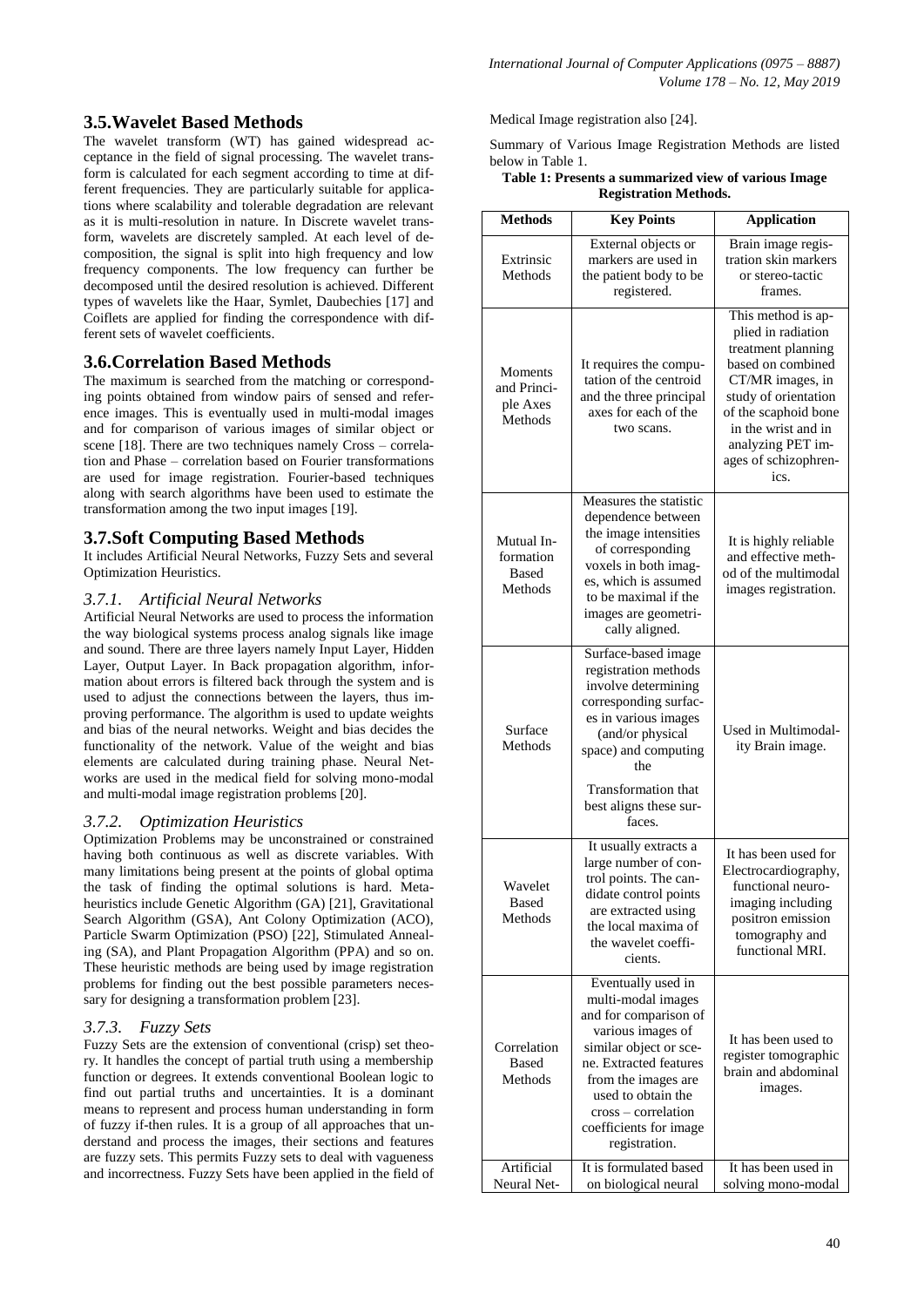## 3.5. Wavelet Based Methods

The wavelet transform (WT) has gained widespread acceptance in the field of signal processing. The wavelet transform is calculated for each segment according to time at different frequencies. They are particularly suitable for applications where scalability and tolerable degradation are relevant as it is multi-resolution in nature. In Discrete wavelet transform, wavelets are discretely sampled. At each level of decomposition, the signal is split into high frequency and low frequency components. The low frequency can further be decomposed until the desired resolution is achieved. Different types of wavelets like the Haar, Symlet, Daubechies [17] and Coiflets are applied for finding the correspondence with different sets of wavelet coefficients.

## 3.6. Correlation Based Methods

The maximum is searched from the matching or corresponding points obtained from window pairs of sensed and reference images. This is eventually used in multi-modal images and for comparison of various images of similar object or scene [18]. There are two techniques namely Cross – correlation and Phase – correlation based on Fourier transformations are used for image registration. Fourier-based techniques along with search algorithms have been used to estimate the transformation among the two input images [19].

## 3.7. Soft Computing Based Methods

It includes Artificial Neural Networks, Fuzzy Sets and several Optimization Heuristics.

### *3.7.1. Artificial Neural Networks*

Artificial Neural Networks are used to process the information the way biological systems process analog signals like image and sound. There are three layers namely Input Layer, Hidden Layer, Output Layer. In Back propagation algorithm, information about errors is filtered back through the system and is used to adjust the connections between the layers, thus improving performance. The algorithm is used to update weights and bias of the neural networks. Weight and bias decides the functionality of the network. Value of the weight and bias elements are calculated during training phase. Neural Networks are used in the medical field for solving mono-modal and multi-modal image registration problems [20].

### *3.7.2. Optimization Heuristics*

Optimization Problems may be unconstrained or constrained having both continuous as well as discrete variables. With many limitations being present at the points of global optima the task of finding the optimal solutions is hard. Meta-heuristics include Genetic Algorithm (GA) [21], Gravitational Search Algorithm (GSA), Ant Colony Optimization (ACO), Particle Swarm Optimization (PSO) [22], Stimulated Annealing (SA), and Plant Propagation Algorithm (PPA) and so on. These heuristic methods are being used by image registration problems for finding out the best possible parameters necessary for designing a transformation problem [23].

### *3.7.3. Fuzzy Sets*

Fuzzy Sets are the extension of conventional (crisp) set theory. It handles the concept of partial truth using a membership function or degrees. It extends conventional Boolean logic to find out partial truths and uncertainties. It is a dominant means to represent and process human understanding in form of fuzzy if-then rules. It is a group of all approaches that understand and process the images, their sections and features are fuzzy sets. This permits Fuzzy sets to deal with vagueness and incorrectness. Fuzzy Sets have been applied in the field of Medical Image registration also [24].

Summary of Various Image Registration Methods are listed below in Table 1.

**Table 1: Presents a summarized view of various Image Registration Methods.**

| Methods | Key Points | Application |
|---|---|---|
| Extrinsic Methods | External objects or markers are used in the patient body to be registered. | Brain image registration skin markers or stereo-tactic frames. |
| Moments and Principle Axes Methods | It requires the computation of the centroid and the three principal axes for each of the two scans. | This method is applied in radiation treatment planning based on combined CT/MR images, in study of orientation of the scaphoid bone in the wrist and in analyzing PET images of schizophrenics. |
| Mutual Information Based Methods | Measures the statistic dependence between the image intensities of corresponding voxels in both images, which is assumed to be maximal if the images are geometrically aligned. | It is highly reliable and effective method of the multimodal images registration. |
| Surface Methods | Surface-based image registration methods involve determining corresponding surfaces in various images (and/or physical space) and computing the Transformation that best aligns these surfaces. | Used in Multimodality Brain image. |
| Wavelet Based Methods | It usually extracts a large number of control points. The candidate control points are extracted using the local maxima of the wavelet coefficients. | It has been used for Electrocardiography, functional neuro-imaging including positron emission tomography and functional MRI. |
| Correlation Based Methods | Eventually used in multi-modal images and for comparison of various images of similar object or scene. Extracted features from the images are used to obtain the cross – correlation coefficients for image registration. | It has been used to register tomographic brain and abdominal images. |
| Artificial Neural Net- | It is formulated based on biological neural | It has been used in solving mono-modal |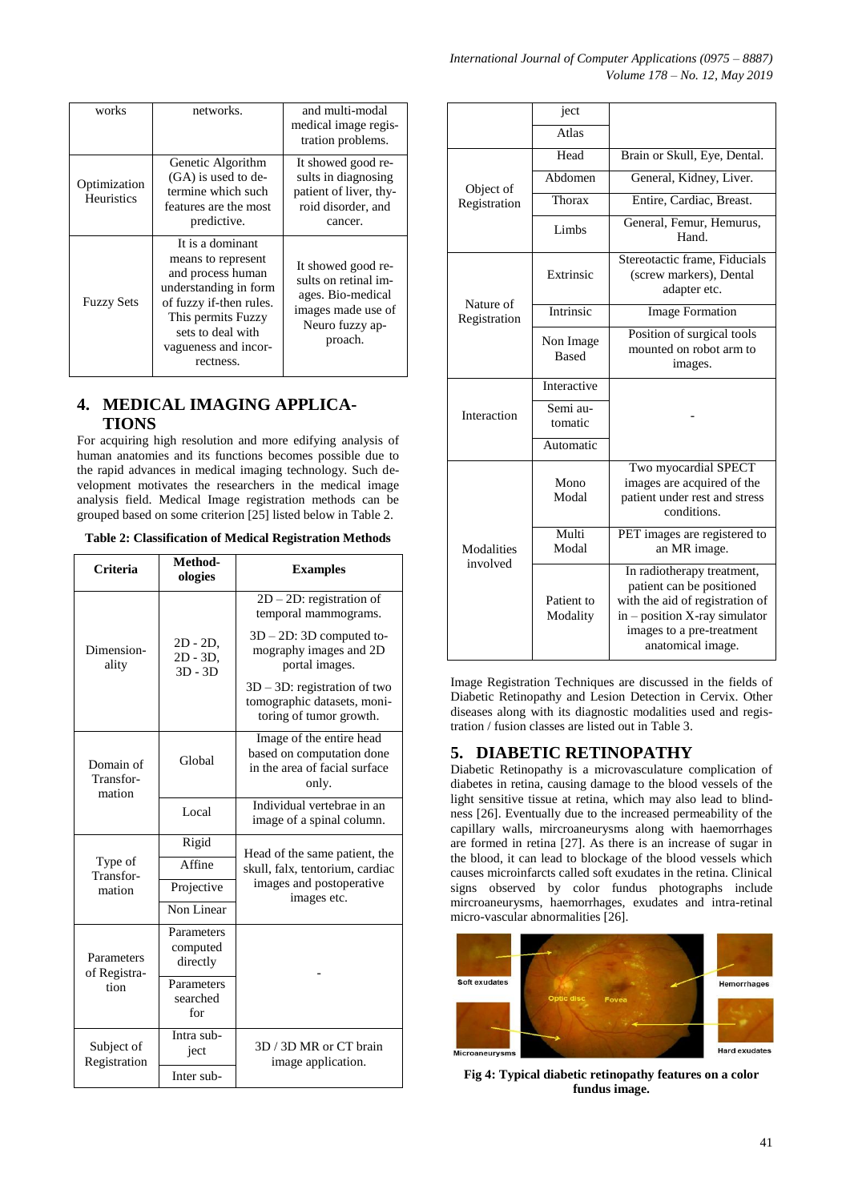| works | networks. | and multi-modal medical image registration problems. |
|---|---|---|
| Optimization Heuristics | Genetic Algorithm (GA) is used to determine which such features are the most predictive. | It showed good results in diagnosing patient of liver, thyroid disorder, and cancer. |
| Fuzzy Sets | It is a dominant means to represent and process human understanding in form of fuzzy if-then rules. This permits Fuzzy sets to deal with vagueness and incorrectness. | It showed good results on retinal images. Bio-medical images made use of Neuro fuzzy approach. |

## 4. MEDICAL IMAGING APPLICATIONS

For acquiring high resolution and more edifying analysis of human anatomies and its functions becomes possible due to the rapid advances in medical imaging technology. Such development motivates the researchers in the medical image analysis field. Medical Image registration methods can be grouped based on some criterion [25] listed below in Table 2.

**Table 2: Classification of Medical Registration Methods**

| Criteria | Methodologies | | Examples |
|---|---|---|---|
| Dimensionality | 2D - 2D, 2D - 3D, 3D - 3D | | 2D – 2D: registration of temporal mammograms. 3D – 2D: 3D computed tomography images and 2D portal images. 3D – 3D: registration of two tomographic datasets, monitoring of tumor growth. |
| Domain of Transformation | Global | | Image of the entire head based on computation done in the area of facial surface only. |
| | Local | | Individual vertebrae in an image of a spinal column. |
| Type of Transformation | Rigid | | Head of the same patient, the skull, falx, tentorium, cardiac images and postoperative images etc. |
| | Affine | | |
| | Projective | | |
| | Non Linear | | |
| Parameters of Registration | Parameters computed directly | | - |
| | Parameters searched for | | |
| Subject of Registration | Intra subject | | 3D / 3D MR or CT brain image application. |
| | Inter subject | | |
| | Atlas | | |
| Object of Registration | Head | | Brain or Skull, Eye, Dental. |
| | Abdomen | | General, Kidney, Liver. |
| | Thorax | | Entire, Cardiac, Breast. |
| | Limbs | | General, Femur, Hemurus, Hand. |
| Nature of Registration | Extrinsic | | Stereotactic frame, Fiducials (screw markers), Dental adapter etc. |
| | Intrinsic | | Image Formation |
| | Non Image Based | | Position of surgical tools mounted on robot arm to images. |
| Interaction | Interactive | | - |
| | Semi automatic | | |
| | Automatic | | |
| Modalities involved | Mono Modal | | Two myocardial SPECT images are acquired of the patient under rest and stress conditions. |
| | Multi Modal | | PET images are registered to an MR image. |
| | Patient to Modality | | In radiotherapy treatment, patient can be positioned with the aid of registration of in – position X-ray simulator images to a pre-treatment anatomical image. |

Image Registration Techniques are discussed in the fields of Diabetic Retinopathy and Lesion Detection in Cervix. Other diseases along with its diagnostic modalities used and registration / fusion classes are listed out in Table 3.

## 5. DIABETIC RETINOPATHY

Diabetic Retinopathy is a microvasculature complication of diabetes in retina, causing damage to the blood vessels of the light sensitive tissue at retina, which may also lead to blindness [26]. Eventually due to the increased permeability of the capillary walls, mircroaneurysms along with haemorrhages are formed in retina [27]. As there is an increase of sugar in the blood, it can lead to blockage of the blood vessels which causes microinfarcts called soft exudates in the retina. Clinical signs observed by color fundus photographs include mircroaneurysms, haemorrhages, exudates and intra-retinal micro-vascular abnormalities [26].

**Fig 4: Typical diabetic retinopathy features on a color fundus image.**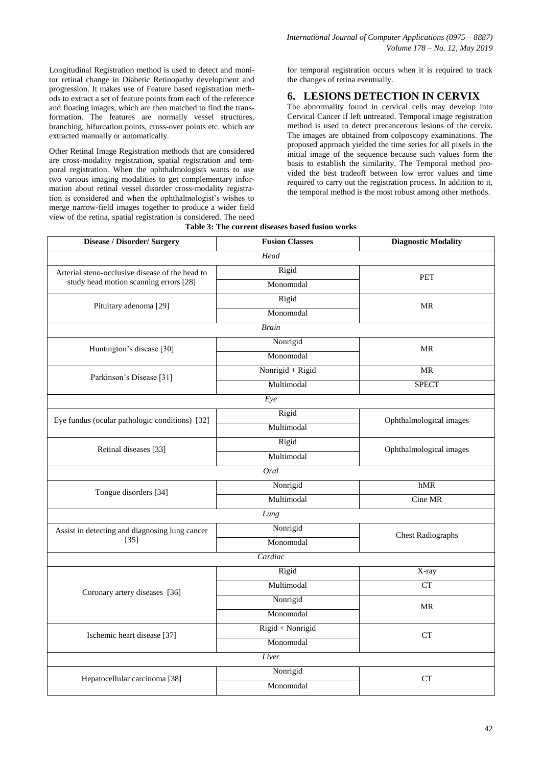Longitudinal Registration method is used to detect and monitor retinal change in Diabetic Retinopathy development and progression. It makes use of Feature based registration methods to extract a set of feature points from each of the reference and floating images, which are then matched to find the transformation. The features are normally vessel structures, branching, bifurcation points, cross-over points etc. which are extracted manually or automatically.

Other Retinal Image Registration methods that are considered are cross-modality registration, spatial registration and temporal registration. When the ophthalmologists wants to use two various imaging modalities to get complementary information about retinal vessel disorder cross-modality registration is considered and when the ophthalmologist's wishes to merge narrow-field images together to produce a wider field view of the retina, spatial registration is considered. The need for temporal registration occurs when it is required to track the changes of retina eventually.

## 6. LESIONS DETECTION IN CERVIX

The abnormality found in cervical cells may develop into Cervical Cancer if left untreated. Temporal image registration method is used to detect precancerous lesions of the cervix. The images are obtained from colposcopy examinations. The proposed approach yielded the time series for all pixels in the initial image of the sequence because such values form the basis to establish the similarity. The Temporal method provided the best tradeoff between low error values and time required to carry out the registration process. In addition to it, the temporal method is the most robust among other methods.

**Table 3: The current diseases based fusion works**

| Disease / Disorder/ Surgery | Fusion Classes | Diagnostic Modality |
|---|---|---|
| *Head* | | |
| Arterial steno-occlusive disease of the head to study head motion scanning errors [28] | Rigid | PET |
| | Monomodal | |
| Pituitary adenoma [29] | Rigid | MR |
| | Monomodal | |
| *Brain* | | |
| Huntington's disease [30] | Nonrigid | MR |
| | Monomodal | |
| Parkinson's Disease [31] | Nonrigid + Rigid | MR |
| | Multimodal | SPECT |
| *Eye* | | |
| Eye fundus (ocular pathologic conditions) [32] | Rigid | Ophthalmological images |
| | Multimodal | |
| Retinal diseases [33] | Rigid | Ophthalmological images |
| | Multimodal | |
| *Oral* | | |
| Tongue disorders [34] | Nonrigid | hMR |
| | Multimodal | Cine MR |
| *Lung* | | |
| Assist in detecting and diagnosing lung cancer [35] | Nonrigid | Chest Radiographs |
| | Monomodal | |
| *Cardiac* | | |
| Coronary artery diseases [36] | Rigid | X-ray |
| | Multimodal | CT |
| | Nonrigid | MR |
| | Monomodal | |
| Ischemic heart disease [37] | Rigid + Nonrigid | CT |
| | Monomodal | |
| *Liver* | | |
| Hepatocellular carcinoma [38] | Nonrigid | CT |
| | Monomodal | |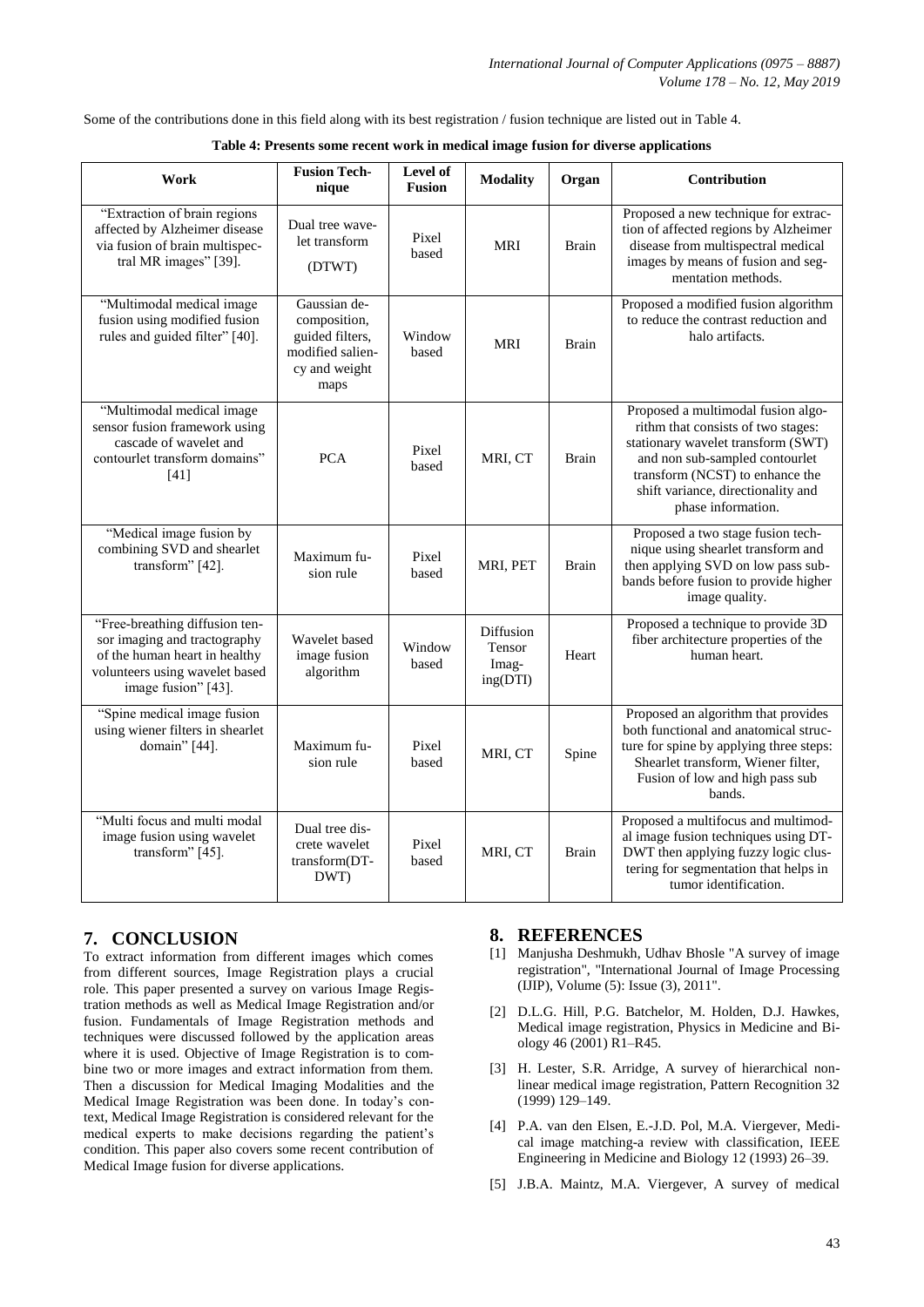Some of the contributions done in this field along with its best registration / fusion technique are listed out in Table 4.

**Table 4: Presents some recent work in medical image fusion for diverse applications**

| Work | Fusion Technique | Level of Fusion | Modality | Organ | Contribution |
|---|---|---|---|---|---|
| "Extraction of brain regions affected by Alzheimer disease via fusion of brain multispectral MR images" [39]. | Dual tree wavelet transform (DTWT) | Pixel based | MRI | Brain | Proposed a new technique for extraction of affected regions by Alzheimer disease from multispectral medical images by means of fusion and segmentation methods. |
| "Multimodal medical image fusion using modified fusion rules and guided filter" [40]. | Gaussian decomposition, guided filters, modified saliency and weight maps | Window based | MRI | Brain | Proposed a modified fusion algorithm to reduce the contrast reduction and halo artifacts. |
| "Multimodal medical image sensor fusion framework using cascade of wavelet and contourlet transform domains" [41] | PCA | Pixel based | MRI, CT | Brain | Proposed a multimodal fusion algorithm that consists of two stages: stationary wavelet transform (SWT) and non sub-sampled contourlet transform (NCST) to enhance the shift variance, directionality and phase information. |
| "Medical image fusion by combining SVD and shearlet transform" [42]. | Maximum fusion rule | Pixel based | MRI, PET | Brain | Proposed a two stage fusion technique using shearlet transform and then applying SVD on low pass subbands before fusion to provide higher image quality. |
| "Free-breathing diffusion tensor imaging and tractography of the human heart in healthy volunteers using wavelet based image fusion" [43]. | Wavelet based image fusion algorithm | Window based | Diffusion Tensor Imaging(DTI) | Heart | Proposed a technique to provide 3D fiber architecture properties of the human heart. |
| "Spine medical image fusion using wiener filters in shearlet domain" [44]. | Maximum fusion rule | Pixel based | MRI, CT | Spine | Proposed an algorithm that provides both functional and anatomical structure for spine by applying three steps: Shearlet transform, Wiener filter, Fusion of low and high pass sub bands. |
| "Multi focus and multi modal image fusion using wavelet transform" [45]. | Dual tree discrete wavelet transform(DT-DWT) | Pixel based | MRI, CT | Brain | Proposed a multifocus and multimodal image fusion techniques using DT-DWT then applying fuzzy logic clustering for segmentation that helps in tumor identification. |

## 7. CONCLUSION

To extract information from different images which comes from different sources, Image Registration plays a crucial role. This paper presented a survey on various Image Registration methods as well as Medical Image Registration and/or fusion. Fundamentals of Image Registration methods and techniques were discussed followed by the application areas where it is used. Objective of Image Registration is to combine two or more images and extract information from them. Then a discussion for Medical Imaging Modalities and the Medical Image Registration was been done. In today's context, Medical Image Registration is considered relevant for the medical experts to make decisions regarding the patient's condition. This paper also covers some recent contribution of Medical Image fusion for diverse applications.

## 8. REFERENCES

[1] Manjusha Deshmukh, Udhav Bhosle "A survey of image registration", "International Journal of Image Processing (IJIP), Volume (5): Issue (3), 2011".

[2] D.L.G. Hill, P.G. Batchelor, M. Holden, D.J. Hawkes, Medical image registration, Physics in Medicine and Biology 46 (2001) R1–R45.

[3] H. Lester, S.R. Arridge, A survey of hierarchical nonlinear medical image registration, Pattern Recognition 32 (1999) 129–149.

[4] P.A. van den Elsen, E.-J.D. Pol, M.A. Viergever, Medical image matching-a review with classification, IEEE Engineering in Medicine and Biology 12 (1993) 26–39.

[5] J.B.A. Maintz, M.A. Viergever, A survey of medical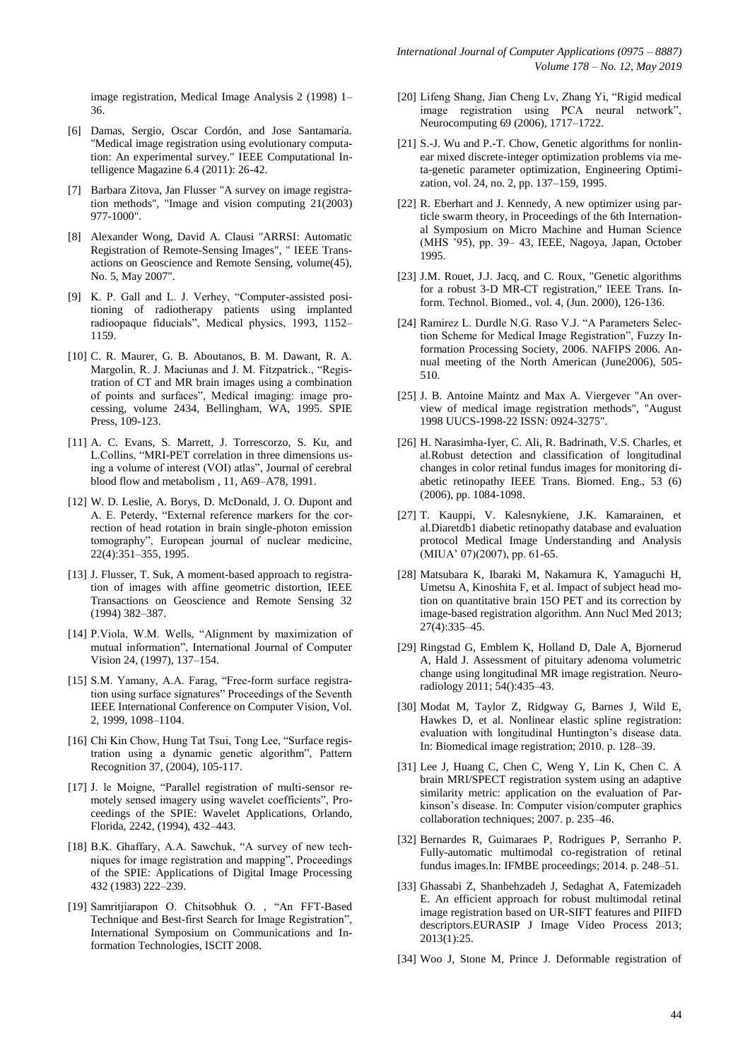image registration, Medical Image Analysis 2 (1998) 1–36.

- [6] Damas, Sergio, Oscar Cordón, and Jose Santamaría. "Medical image registration using evolutionary computation: An experimental survey." IEEE Computational Intelligence Magazine 6.4 (2011): 26-42.
- [7] Barbara Zitova, Jan Flusser "A survey on image registration methods", "Image and vision computing 21(2003) 977-1000".
- [8] Alexander Wong, David A. Clausi "ARRSI: Automatic Registration of Remote-Sensing Images", " IEEE Transactions on Geoscience and Remote Sensing, volume(45), No. 5, May 2007".
- [9] K. P. Gall and L. J. Verhey, "Computer-assisted positioning of radiotherapy patients using implanted radioopaque fiducials", Medical physics, 1993, 1152–1159.
- [10] C. R. Maurer, G. B. Aboutanos, B. M. Dawant, R. A. Margolin, R. J. Maciunas and J. M. Fitzpatrick., "Registration of CT and MR brain images using a combination of points and surfaces", Medical imaging: image processing, volume 2434, Bellingham, WA, 1995. SPIE Press, 109-123.
- [11] A. C. Evans, S. Marrett, J. Torrescorzo, S. Ku, and L.Collins, "MRI-PET correlation in three dimensions using a volume of interest (VOI) atlas", Journal of cerebral blood flow and metabolism , 11, A69–A78, 1991.
- [12] W. D. Leslie, A. Borys, D. McDonald, J. O. Dupont and A. E. Peterdy, "External reference markers for the correction of head rotation in brain single-photon emission tomography", European journal of nuclear medicine, 22(4):351–355, 1995.
- [13] J. Flusser, T. Suk, A moment-based approach to registration of images with affine geometric distortion, IEEE Transactions on Geoscience and Remote Sensing 32 (1994) 382–387.
- [14] P.Viola, W.M. Wells, "Alignment by maximization of mutual information", International Journal of Computer Vision 24, (1997), 137–154.
- [15] S.M. Yamany, A.A. Farag, "Free-form surface registration using surface signatures" Proceedings of the Seventh IEEE International Conference on Computer Vision, Vol. 2, 1999, 1098–1104.
- [16] Chi Kin Chow, Hung Tat Tsui, Tong Lee, "Surface registration using a dynamic genetic algorithm", Pattern Recognition 37, (2004), 105-117.
- [17] J. le Moigne, "Parallel registration of multi-sensor remotely sensed imagery using wavelet coefficients", Proceedings of the SPIE: Wavelet Applications, Orlando, Florida, 2242, (1994), 432–443.
- [18] B.K. Ghaffary, A.A. Sawchuk, "A survey of new techniques for image registration and mapping", Proceedings of the SPIE: Applications of Digital Image Processing 432 (1983) 222–239.
- [19] Samritjiarapon O. Chitsobhuk O. , "An FFT-Based Technique and Best-first Search for Image Registration", International Symposium on Communications and Information Technologies, ISCIT 2008.
- [20] Lifeng Shang, Jian Cheng Lv, Zhang Yi, "Rigid medical image registration using PCA neural network", Neurocomputing 69 (2006), 1717–1722.
- [21] S.-J. Wu and P.-T. Chow, Genetic algorithms for nonlinear mixed discrete-integer optimization problems via meta-genetic parameter optimization, Engineering Optimization, vol. 24, no. 2, pp. 137–159, 1995.
- [22] R. Eberhart and J. Kennedy, A new optimizer using particle swarm theory, in Proceedings of the 6th International Symposium on Micro Machine and Human Science (MHS '95), pp. 39– 43, IEEE, Nagoya, Japan, October 1995.
- [23] J.M. Rouet, J.J. Jacq, and C. Roux, "Genetic algorithms for a robust 3-D MR-CT registration," IEEE Trans. Inform. Technol. Biomed., vol. 4, (Jun. 2000), 126-136.
- [24] Ramirez L. Durdle N.G. Raso V.J. "A Parameters Selection Scheme for Medical Image Registration", Fuzzy Information Processing Society, 2006. NAFIPS 2006. Annual meeting of the North American (June2006), 505-510.
- [25] J. B. Antoine Maintz and Max A. Viergever "An overview of medical image registration methods", "August 1998 UUCS-1998-22 ISSN: 0924-3275".
- [26] H. Narasimha-Iyer, C. Ali, R. Badrinath, V.S. Charles, et al.Robust detection and classification of longitudinal changes in color retinal fundus images for monitoring diabetic retinopathy IEEE Trans. Biomed. Eng., 53 (6) (2006), pp. 1084-1098.
- [27] T. Kauppi, V. Kalesnykiene, J.K. Kamarainen, et al.Diaretdb1 diabetic retinopathy database and evaluation protocol Medical Image Understanding and Analysis (MIUA' 07)(2007), pp. 61-65.
- [28] Matsubara K, Ibaraki M, Nakamura K, Yamaguchi H, Umetsu A, Kinoshita F, et al. Impact of subject head motion on quantitative brain 15O PET and its correction by image-based registration algorithm. Ann Nucl Med 2013; 27(4):335–45.
- [29] Ringstad G, Emblem K, Holland D, Dale A, Bjornerud A, Hald J. Assessment of pituitary adenoma volumetric change using longitudinal MR image registration. Neuroradiology 2011; 54():435–43.
- [30] Modat M, Taylor Z, Ridgway G, Barnes J, Wild E, Hawkes D, et al. Nonlinear elastic spline registration: evaluation with longitudinal Huntington's disease data. In: Biomedical image registration; 2010. p. 128–39.
- [31] Lee J, Huang C, Chen C, Weng Y, Lin K, Chen C. A brain MRI/SPECT registration system using an adaptive similarity metric: application on the evaluation of Parkinson's disease. In: Computer vision/computer graphics collaboration techniques; 2007. p. 235–46.
- [32] Bernardes R, Guimaraes P, Rodrigues P, Serranho P. Fully-automatic multimodal co-registration of retinal fundus images.In: IFMBE proceedings; 2014. p. 248–51.
- [33] Ghassabi Z, Shanbehzadeh J, Sedaghat A, Fatemizadeh E. An efficient approach for robust multimodal retinal image registration based on UR-SIFT features and PIIFD descriptors.EURASIP J Image Video Process 2013; 2013(1):25.
- [34] Woo J, Stone M, Prince J. Deformable registration of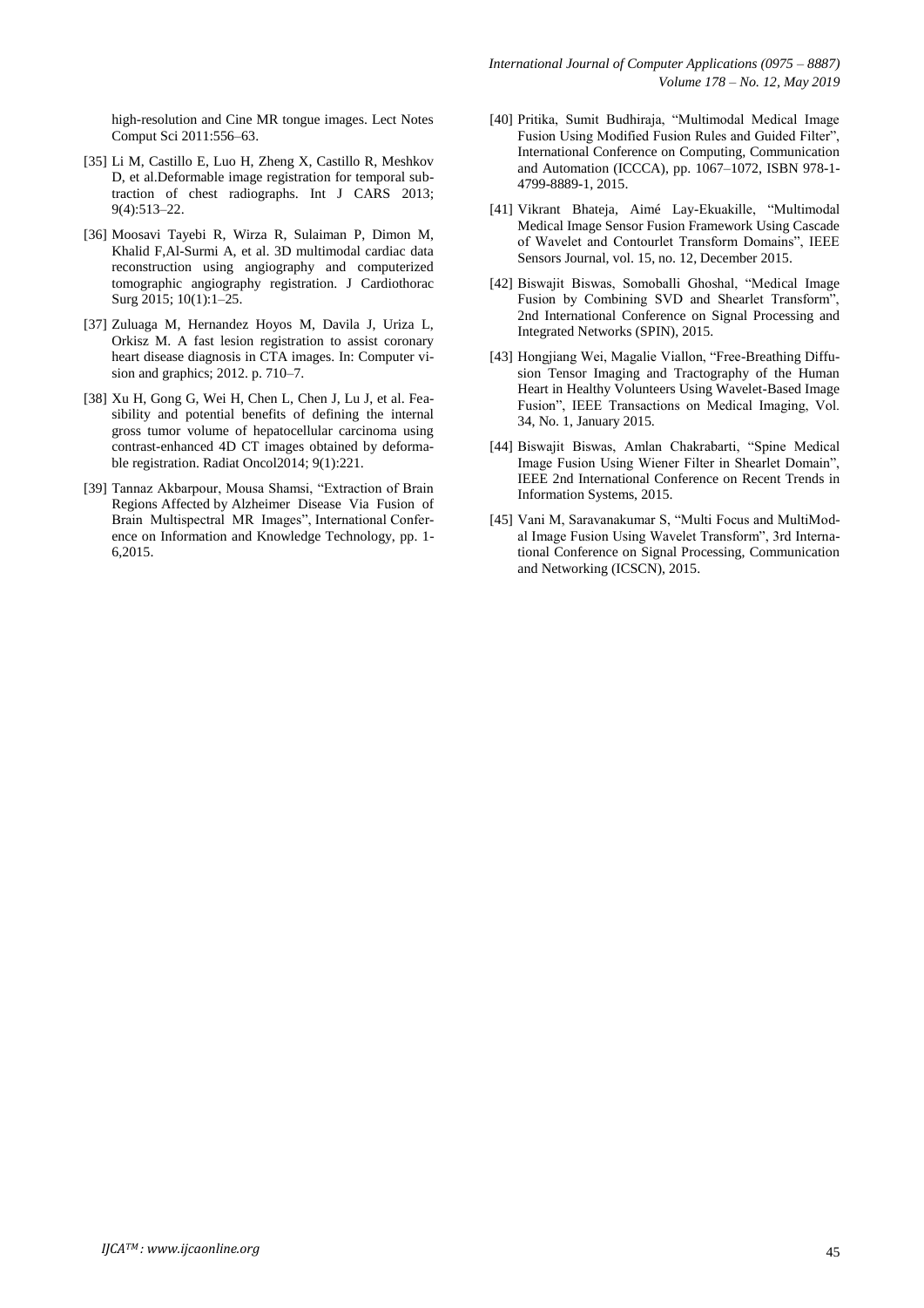high-resolution and Cine MR tongue images. Lect Notes Comput Sci 2011:556–63.

[35] Li M, Castillo E, Luo H, Zheng X, Castillo R, Meshkov D, et al.Deformable image registration for temporal subtraction of chest radiographs. Int J CARS 2013; 9(4):513–22.

[36] Moosavi Tayebi R, Wirza R, Sulaiman P, Dimon M, Khalid F,Al-Surmi A, et al. 3D multimodal cardiac data reconstruction using angiography and computerized tomographic angiography registration. J Cardiothorac Surg 2015; 10(1):1–25.

[37] Zuluaga M, Hernandez Hoyos M, Davila J, Uriza L, Orkisz M. A fast lesion registration to assist coronary heart disease diagnosis in CTA images. In: Computer vision and graphics; 2012. p. 710–7.

[38] Xu H, Gong G, Wei H, Chen L, Chen J, Lu J, et al. Feasibility and potential benefits of defining the internal gross tumor volume of hepatocellular carcinoma using contrast-enhanced 4D CT images obtained by deformable registration. Radiat Oncol2014; 9(1):221.

[39] Tannaz Akbarpour, Mousa Shamsi, "Extraction of Brain Regions Affected by Alzheimer Disease Via Fusion of Brain Multispectral MR Images", International Conference on Information and Knowledge Technology, pp. 1-6,2015.

[40] Pritika, Sumit Budhiraja, "Multimodal Medical Image Fusion Using Modified Fusion Rules and Guided Filter", International Conference on Computing, Communication and Automation (ICCCA), pp. 1067–1072, ISBN 978-1-4799-8889-1, 2015.

[41] Vikrant Bhateja, Aimé Lay-Ekuakille, "Multimodal Medical Image Sensor Fusion Framework Using Cascade of Wavelet and Contourlet Transform Domains", IEEE Sensors Journal, vol. 15, no. 12, December 2015.

[42] Biswajit Biswas, Somoballi Ghoshal, "Medical Image Fusion by Combining SVD and Shearlet Transform", 2nd International Conference on Signal Processing and Integrated Networks (SPIN), 2015.

[43] Hongjiang Wei, Magalie Viallon, "Free-Breathing Diffusion Tensor Imaging and Tractography of the Human Heart in Healthy Volunteers Using Wavelet-Based Image Fusion", IEEE Transactions on Medical Imaging, Vol. 34, No. 1, January 2015.

[44] Biswajit Biswas, Amlan Chakrabarti, "Spine Medical Image Fusion Using Wiener Filter in Shearlet Domain", IEEE 2nd International Conference on Recent Trends in Information Systems, 2015.

[45] Vani M, Saravanakumar S, "Multi Focus and MultiModal Image Fusion Using Wavelet Transform", 3rd International Conference on Signal Processing, Communication and Networking (ICSCN), 2015.